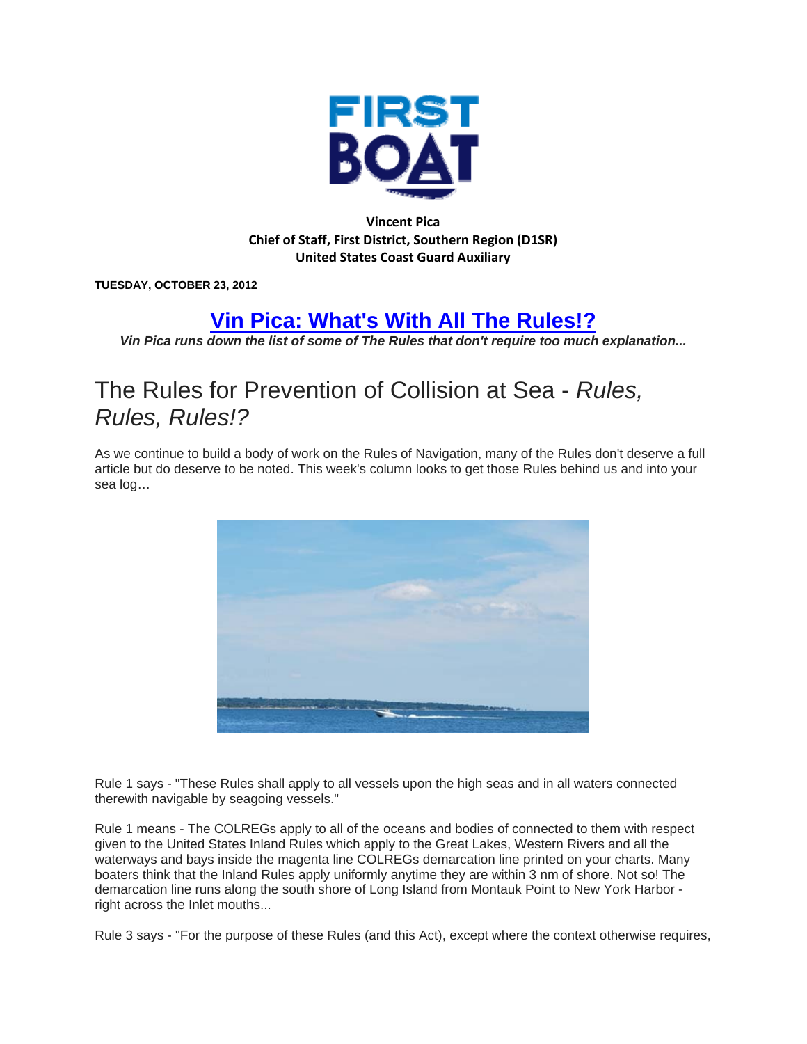**Vincent Pica**
**Chief of Staff, First District, Southern Region (D1SR)**
**United States Coast Guard Auxiliary**

**TUESDAY, OCTOBER 23, 2012**

# Vin Pica: What's With All The Rules!?

***Vin Pica runs down the list of some of The Rules that don't require too much explanation...***

## The Rules for Prevention of Collision at Sea - *Rules, Rules, Rules!?*

As we continue to build a body of work on the Rules of Navigation, many of the Rules don't deserve a full article but do deserve to be noted. This week's column looks to get those Rules behind us and into your sea log…

Rule 1 says - "These Rules shall apply to all vessels upon the high seas and in all waters connected therewith navigable by seagoing vessels."

Rule 1 means - The COLREGs apply to all of the oceans and bodies of connected to them with respect given to the United States Inland Rules which apply to the Great Lakes, Western Rivers and all the waterways and bays inside the magenta line COLREGs demarcation line printed on your charts. Many boaters think that the Inland Rules apply uniformly anytime they are within 3 nm of shore. Not so! The demarcation line runs along the south shore of Long Island from Montauk Point to New York Harbor - right across the Inlet mouths...

Rule 3 says - "For the purpose of these Rules (and this Act), except where the context otherwise requires,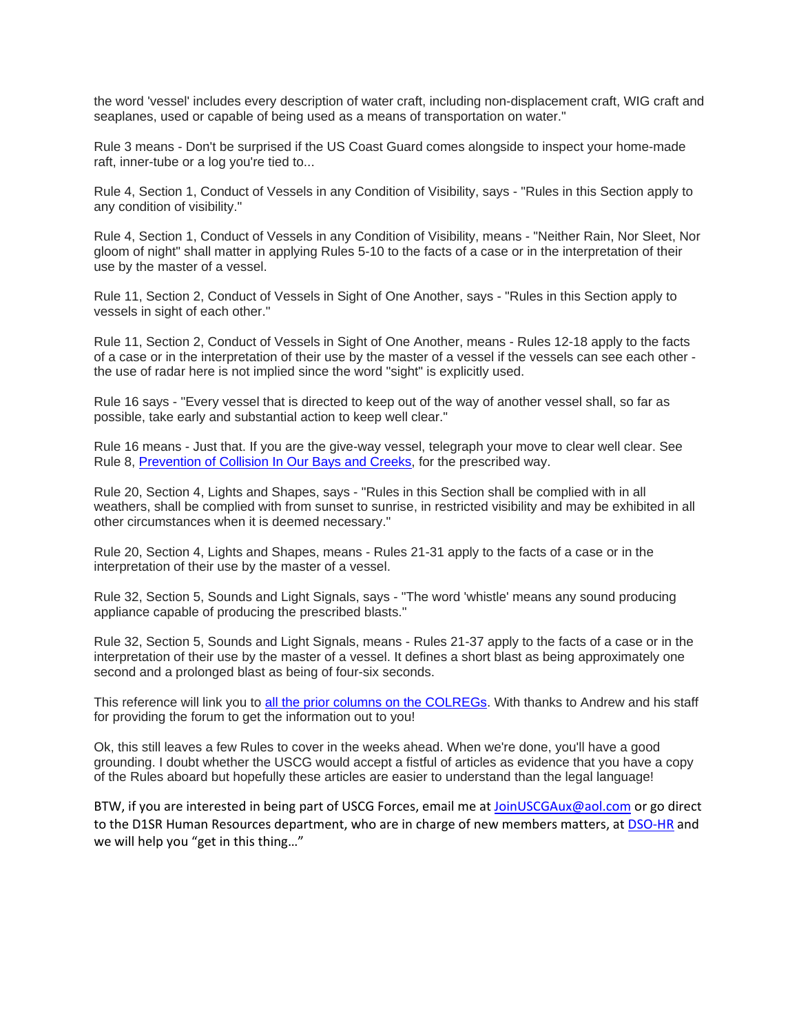the word 'vessel' includes every description of water craft, including non-displacement craft, WIG craft and seaplanes, used or capable of being used as a means of transportation on water."

Rule 3 means - Don't be surprised if the US Coast Guard comes alongside to inspect your home-made raft, inner-tube or a log you're tied to...

Rule 4, Section 1, Conduct of Vessels in any Condition of Visibility, says - "Rules in this Section apply to any condition of visibility."

Rule 4, Section 1, Conduct of Vessels in any Condition of Visibility, means - "Neither Rain, Nor Sleet, Nor gloom of night" shall matter in applying Rules 5-10 to the facts of a case or in the interpretation of their use by the master of a vessel.

Rule 11, Section 2, Conduct of Vessels in Sight of One Another, says - "Rules in this Section apply to vessels in sight of each other."

Rule 11, Section 2, Conduct of Vessels in Sight of One Another, means - Rules 12-18 apply to the facts of a case or in the interpretation of their use by the master of a vessel if the vessels can see each other - the use of radar here is not implied since the word "sight" is explicitly used.

Rule 16 says - "Every vessel that is directed to keep out of the way of another vessel shall, so far as possible, take early and substantial action to keep well clear."

Rule 16 means - Just that. If you are the give-way vessel, telegraph your move to clear well clear. See Rule 8, [Prevention of Collision In Our Bays and Creeks], for the prescribed way.

Rule 20, Section 4, Lights and Shapes, says - "Rules in this Section shall be complied with in all weathers, shall be complied with from sunset to sunrise, in restricted visibility and may be exhibited in all other circumstances when it is deemed necessary."

Rule 20, Section 4, Lights and Shapes, means - Rules 21-31 apply to the facts of a case or in the interpretation of their use by the master of a vessel.

Rule 32, Section 5, Sounds and Light Signals, says - "The word 'whistle' means any sound producing appliance capable of producing the prescribed blasts."

Rule 32, Section 5, Sounds and Light Signals, means - Rules 21-37 apply to the facts of a case or in the interpretation of their use by the master of a vessel. It defines a short blast as being approximately one second and a prolonged blast as being of four-six seconds.

This reference will link you to [all the prior columns on the COLREGs]. With thanks to Andrew and his staff for providing the forum to get the information out to you!

Ok, this still leaves a few Rules to cover in the weeks ahead. When we're done, you'll have a good grounding. I doubt whether the USCG would accept a fistful of articles as evidence that you have a copy of the Rules aboard but hopefully these articles are easier to understand than the legal language!

BTW, if you are interested in being part of USCG Forces, email me at JoinUSCGAux@aol.com or go direct to the D1SR Human Resources department, who are in charge of new members matters, at [DSO-HR] and we will help you "get in this thing…"